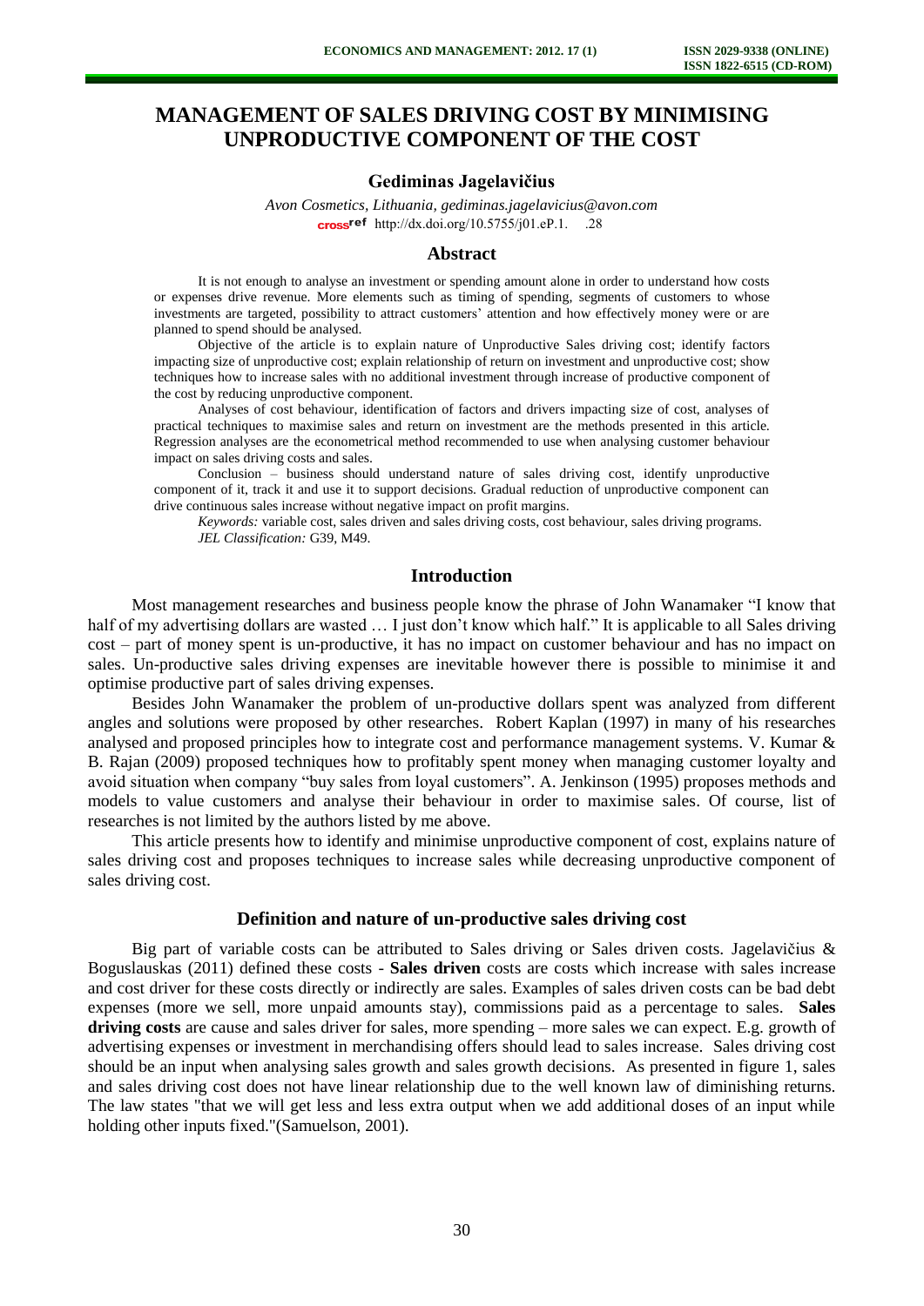# MANAGEMENT OF SALES DRIVING COST BY MINIMISING UNPRODUCTIVE COMPONENT OF THE COST

**Gediminas Jagelavičius**

*Avon Cosmetics, Lithuania, gediminas.jagelavicius@avon.com*
http://dx.doi.org/10.5755/j01.eP.1. .28

## Abstract

It is not enough to analyse an investment or spending amount alone in order to understand how costs or expenses drive revenue. More elements such as timing of spending, segments of customers to whose investments are targeted, possibility to attract customers' attention and how effectively money were or are planned to spend should be analysed.

Objective of the article is to explain nature of Unproductive Sales driving cost; identify factors impacting size of unproductive cost; explain relationship of return on investment and unproductive cost; show techniques how to increase sales with no additional investment through increase of productive component of the cost by reducing unproductive component.

Analyses of cost behaviour, identification of factors and drivers impacting size of cost, analyses of practical techniques to maximise sales and return on investment are the methods presented in this article. Regression analyses are the econometrical method recommended to use when analysing customer behaviour impact on sales driving costs and sales.

Conclusion – business should understand nature of sales driving cost, identify unproductive component of it, track it and use it to support decisions. Gradual reduction of unproductive component can drive continuous sales increase without negative impact on profit margins.

*Keywords:* variable cost, sales driven and sales driving costs, cost behaviour, sales driving programs.
*JEL Classification:* G39, M49.

## Introduction

Most management researches and business people know the phrase of John Wanamaker "I know that half of my advertising dollars are wasted … I just don't know which half." It is applicable to all Sales driving cost – part of money spent is un-productive, it has no impact on customer behaviour and has no impact on sales. Un-productive sales driving expenses are inevitable however there is possible to minimise it and optimise productive part of sales driving expenses.

Besides John Wanamaker the problem of un-productive dollars spent was analyzed from different angles and solutions were proposed by other researches. Robert Kaplan (1997) in many of his researches analysed and proposed principles how to integrate cost and performance management systems. V. Kumar & B. Rajan (2009) proposed techniques how to profitably spent money when managing customer loyalty and avoid situation when company "buy sales from loyal customers". A. Jenkinson (1995) proposes methods and models to value customers and analyse their behaviour in order to maximise sales. Of course, list of researches is not limited by the authors listed by me above.

This article presents how to identify and minimise unproductive component of cost, explains nature of sales driving cost and proposes techniques to increase sales while decreasing unproductive component of sales driving cost.

## Definition and nature of un-productive sales driving cost

Big part of variable costs can be attributed to Sales driving or Sales driven costs. Jagelavičius & Boguslauskas (2011) defined these costs - **Sales driven** costs are costs which increase with sales increase and cost driver for these costs directly or indirectly are sales. Examples of sales driven costs can be bad debt expenses (more we sell, more unpaid amounts stay), commissions paid as a percentage to sales. **Sales driving costs** are cause and sales driver for sales, more spending – more sales we can expect. E.g. growth of advertising expenses or investment in merchandising offers should lead to sales increase. Sales driving cost should be an input when analysing sales growth and sales growth decisions. As presented in figure 1, sales and sales driving cost does not have linear relationship due to the well known law of diminishing returns. The law states "that we will get less and less extra output when we add additional doses of an input while holding other inputs fixed."(Samuelson, 2001).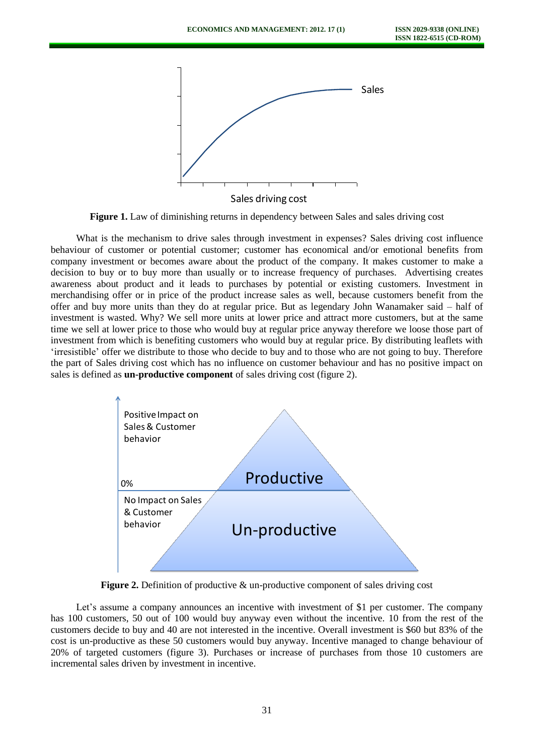**Figure 1.** Law of diminishing returns in dependency between Sales and sales driving cost

What is the mechanism to drive sales through investment in expenses? Sales driving cost influence behaviour of customer or potential customer; customer has economical and/or emotional benefits from company investment or becomes aware about the product of the company. It makes customer to make a decision to buy or to buy more than usually or to increase frequency of purchases. Advertising creates awareness about product and it leads to purchases by potential or existing customers. Investment in merchandising offer or in price of the product increase sales as well, because customers benefit from the offer and buy more units than they do at regular price. But as legendary John Wanamaker said – half of investment is wasted. Why? We sell more units at lower price and attract more customers, but at the same time we sell at lower price to those who would buy at regular price anyway therefore we loose those part of investment from which is benefiting customers who would buy at regular price. By distributing leaflets with 'irresistible' offer we distribute to those who decide to buy and to those who are not going to buy. Therefore the part of Sales driving cost which has no influence on customer behaviour and has no positive impact on sales is defined as **un-productive component** of sales driving cost (figure 2).

**Figure 2.** Definition of productive & un-productive component of sales driving cost

Let's assume a company announces an incentive with investment of $1 per customer. The company has 100 customers, 50 out of 100 would buy anyway even without the incentive. 10 from the rest of the customers decide to buy and 40 are not interested in the incentive. Overall investment is $60 but 83% of the cost is un-productive as these 50 customers would buy anyway. Incentive managed to change behaviour of 20% of targeted customers (figure 3). Purchases or increase of purchases from those 10 customers are incremental sales driven by investment in incentive.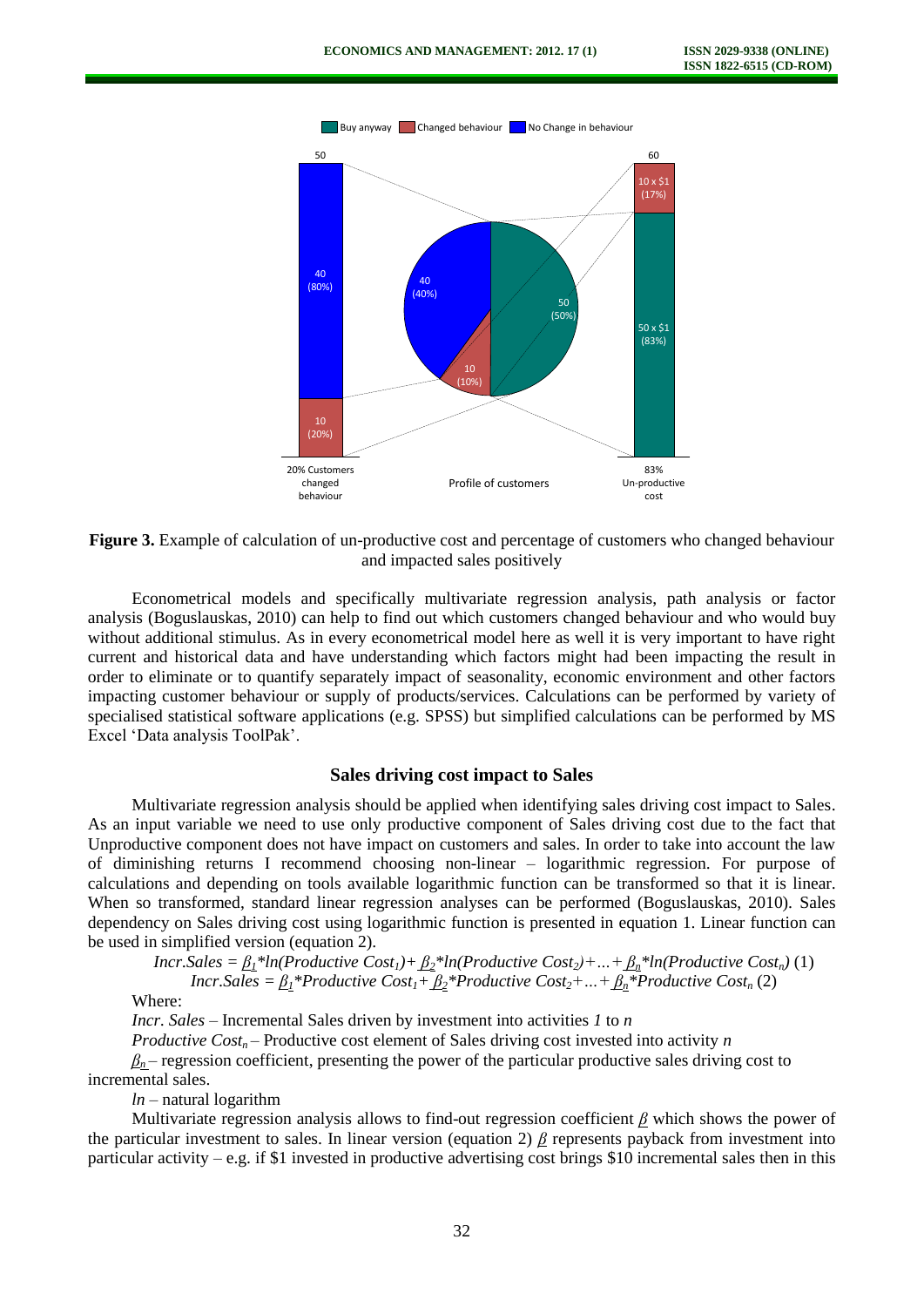**Figure 3.** Example of calculation of un-productive cost and percentage of customers who changed behaviour and impacted sales positively

Econometrical models and specifically multivariate regression analysis, path analysis or factor analysis (Boguslauskas, 2010) can help to find out which customers changed behaviour and who would buy without additional stimulus. As in every econometrical model here as well it is very important to have right current and historical data and have understanding which factors might had been impacting the result in order to eliminate or to quantify separately impact of seasonality, economic environment and other factors impacting customer behaviour or supply of products/services. Calculations can be performed by variety of specialised statistical software applications (e.g. SPSS) but simplified calculations can be performed by MS Excel 'Data analysis ToolPak'.

## Sales driving cost impact to Sales

Multivariate regression analysis should be applied when identifying sales driving cost impact to Sales. As an input variable we need to use only productive component of Sales driving cost due to the fact that Unproductive component does not have impact on customers and sales. In order to take into account the law of diminishing returns I recommend choosing non-linear – logarithmic regression. For purpose of calculations and depending on tools available logarithmic function can be transformed so that it is linear. When so transformed, standard linear regression analyses can be performed (Boguslauskas, 2010). Sales dependency on Sales driving cost using logarithmic function is presented in equation 1. Linear function can be used in simplified version (equation 2).

$$Incr.Sales = \underline{\beta}_1 * \ln(Productive\ Cost_1) + \underline{\beta}_2 * \ln(Productive\ Cost_2) + \ldots + \underline{\beta}_n * \ln(Productive\ Cost_n) \quad (1)$$

$$Incr.Sales = \underline{\beta}_1 * Productive\ Cost_1 + \underline{\beta}_2 * Productive\ Cost_2 + \ldots + \underline{\beta}_n * Productive\ Cost_n \quad (2)$$

Where:

*Incr. Sales* – Incremental Sales driven by investment into activities *1* to *n*

$Productive\ Cost_n$ – Productive cost element of Sales driving cost invested into activity *n*

$\underline{\beta}_n$ – regression coefficient, presenting the power of the particular productive sales driving cost to incremental sales.

*ln* – natural logarithm

Multivariate regression analysis allows to find-out regression coefficient $\underline{\beta}$ which shows the power of the particular investment to sales. In linear version (equation 2) $\underline{\beta}$ represents payback from investment into particular activity – e.g. if $1 invested in productive advertising cost brings $10 incremental sales then in this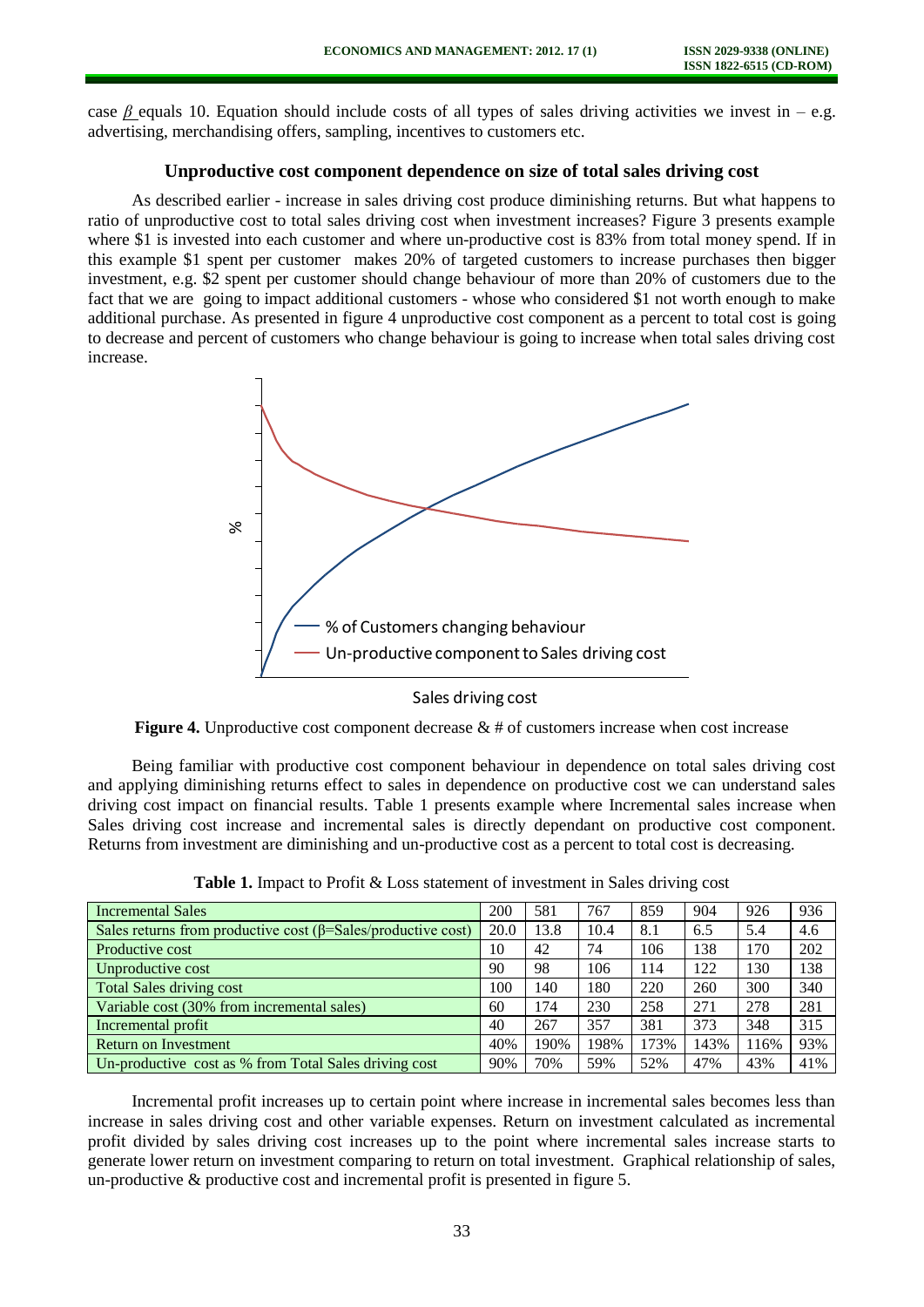case $\beta$ equals 10. Equation should include costs of all types of sales driving activities we invest in – e.g. advertising, merchandising offers, sampling, incentives to customers etc.

### Unproductive cost component dependence on size of total sales driving cost

As described earlier - increase in sales driving cost produce diminishing returns. But what happens to ratio of unproductive cost to total sales driving cost when investment increases? Figure 3 presents example where $1 is invested into each customer and where un-productive cost is 83% from total money spend. If in this example $1 spent per customer makes 20% of targeted customers to increase purchases then bigger investment, e.g. $2 spent per customer should change behaviour of more than 20% of customers due to the fact that we are going to impact additional customers - whose who considered $1 not worth enough to make additional purchase. As presented in figure 4 unproductive cost component as a percent to total cost is going to decrease and percent of customers who change behaviour is going to increase when total sales driving cost increase.

**Figure 4.** Unproductive cost component decrease & # of customers increase when cost increase

Being familiar with productive cost component behaviour in dependence on total sales driving cost and applying diminishing returns effect to sales in dependence on productive cost we can understand sales driving cost impact on financial results. Table 1 presents example where Incremental sales increase when Sales driving cost increase and incremental sales is directly dependant on productive cost component. Returns from investment are diminishing and un-productive cost as a percent to total cost is decreasing.

**Table 1.** Impact to Profit & Loss statement of investment in Sales driving cost

| Incremental Sales | 200 | 581 | 767 | 859 | 904 | 926 | 936 |
|---|---|---|---|---|---|---|---|
| Sales returns from productive cost ($\beta$=Sales/productive cost) | 20.0 | 13.8 | 10.4 | 8.1 | 6.5 | 5.4 | 4.6 |
| Productive cost | 10 | 42 | 74 | 106 | 138 | 170 | 202 |
| Unproductive cost | 90 | 98 | 106 | 114 | 122 | 130 | 138 |
| Total Sales driving cost | 100 | 140 | 180 | 220 | 260 | 300 | 340 |
| Variable cost (30% from incremental sales) | 60 | 174 | 230 | 258 | 271 | 278 | 281 |
| Incremental profit | 40 | 267 | 357 | 381 | 373 | 348 | 315 |
| Return on Investment | 40% | 190% | 198% | 173% | 143% | 116% | 93% |
| Un-productive cost as % from Total Sales driving cost | 90% | 70% | 59% | 52% | 47% | 43% | 41% |

Incremental profit increases up to certain point where increase in incremental sales becomes less than increase in sales driving cost and other variable expenses. Return on investment calculated as incremental profit divided by sales driving cost increases up to the point where incremental sales increase starts to generate lower return on investment comparing to return on total investment. Graphical relationship of sales, un-productive & productive cost and incremental profit is presented in figure 5.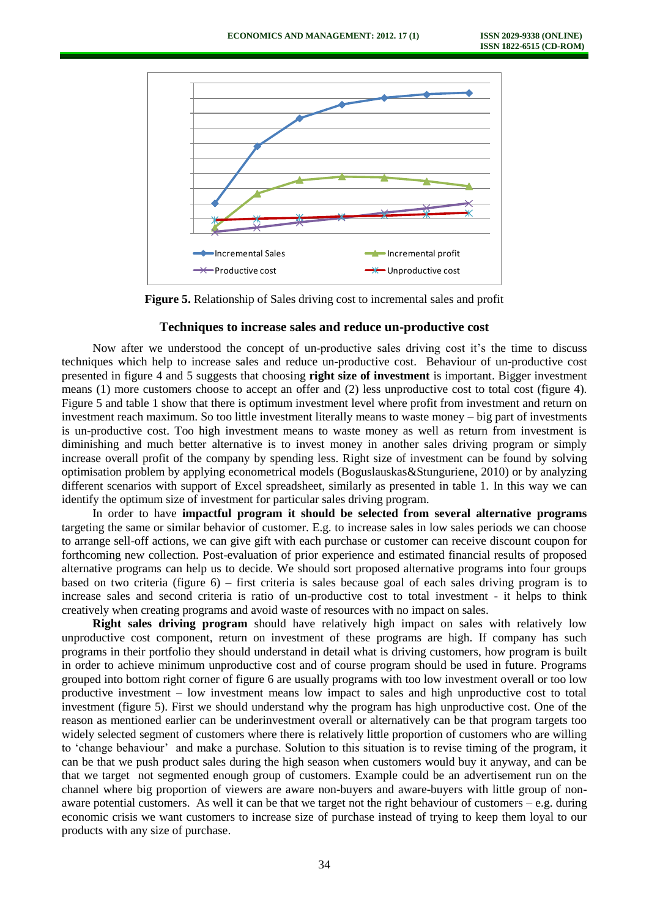Incremental Sales
Incremental profit
Productive cost
Unproductive cost

**Figure 5.** Relationship of Sales driving cost to incremental sales and profit

### Techniques to increase sales and reduce un-productive cost

Now after we understood the concept of un-productive sales driving cost it's the time to discuss techniques which help to increase sales and reduce un-productive cost. Behaviour of un-productive cost presented in figure 4 and 5 suggests that choosing **right size of investment** is important. Bigger investment means (1) more customers choose to accept an offer and (2) less unproductive cost to total cost (figure 4). Figure 5 and table 1 show that there is optimum investment level where profit from investment and return on investment reach maximum. So too little investment literally means to waste money – big part of investments is un-productive cost. Too high investment means to waste money as well as return from investment is diminishing and much better alternative is to invest money in another sales driving program or simply increase overall profit of the company by spending less. Right size of investment can be found by solving optimisation problem by applying econometrical models (Boguslauskas&Stunguriene, 2010) or by analyzing different scenarios with support of Excel spreadsheet, similarly as presented in table 1. In this way we can identify the optimum size of investment for particular sales driving program.

In order to have **impactful program it should be selected from several alternative programs** targeting the same or similar behavior of customer. E.g. to increase sales in low sales periods we can choose to arrange sell-off actions, we can give gift with each purchase or customer can receive discount coupon for forthcoming new collection. Post-evaluation of prior experience and estimated financial results of proposed alternative programs can help us to decide. We should sort proposed alternative programs into four groups based on two criteria (figure 6) – first criteria is sales because goal of each sales driving program is to increase sales and second criteria is ratio of un-productive cost to total investment - it helps to think creatively when creating programs and avoid waste of resources with no impact on sales.

**Right sales driving program** should have relatively high impact on sales with relatively low unproductive cost component, return on investment of these programs are high. If company has such programs in their portfolio they should understand in detail what is driving customers, how program is built in order to achieve minimum unproductive cost and of course program should be used in future. Programs grouped into bottom right corner of figure 6 are usually programs with too low investment overall or too low productive investment – low investment means low impact to sales and high unproductive cost to total investment (figure 5). First we should understand why the program has high unproductive cost. One of the reason as mentioned earlier can be underinvestment overall or alternatively can be that program targets too widely selected segment of customers where there is relatively little proportion of customers who are willing to 'change behaviour' and make a purchase. Solution to this situation is to revise timing of the program, it can be that we push product sales during the high season when customers would buy it anyway, and can be that we target not segmented enough group of customers. Example could be an advertisement run on the channel where big proportion of viewers are aware non-buyers and aware-buyers with little group of non-aware potential customers. As well it can be that we target not the right behaviour of customers – e.g. during economic crisis we want customers to increase size of purchase instead of trying to keep them loyal to our products with any size of purchase.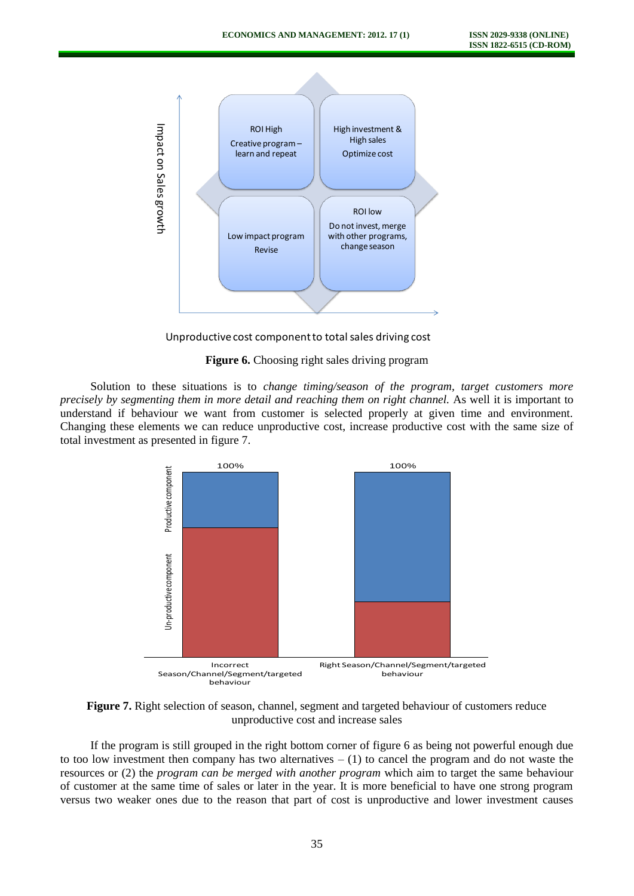Figure 6. Choosing right sales driving program

Solution to these situations is to *change timing/season of the program, target customers more precisely by segmenting them in more detail and reaching them on right channel.* As well it is important to understand if behaviour we want from customer is selected properly at given time and environment. Changing these elements we can reduce unproductive cost, increase productive cost with the same size of total investment as presented in figure 7.

**Figure 7.** Right selection of season, channel, segment and targeted behaviour of customers reduce unproductive cost and increase sales

If the program is still grouped in the right bottom corner of figure 6 as being not powerful enough due to too low investment then company has two alternatives – (1) to cancel the program and do not waste the resources or (2) the *program can be merged with another program* which aim to target the same behaviour of customer at the same time of sales or later in the year. It is more beneficial to have one strong program versus two weaker ones due to the reason that part of cost is unproductive and lower investment causes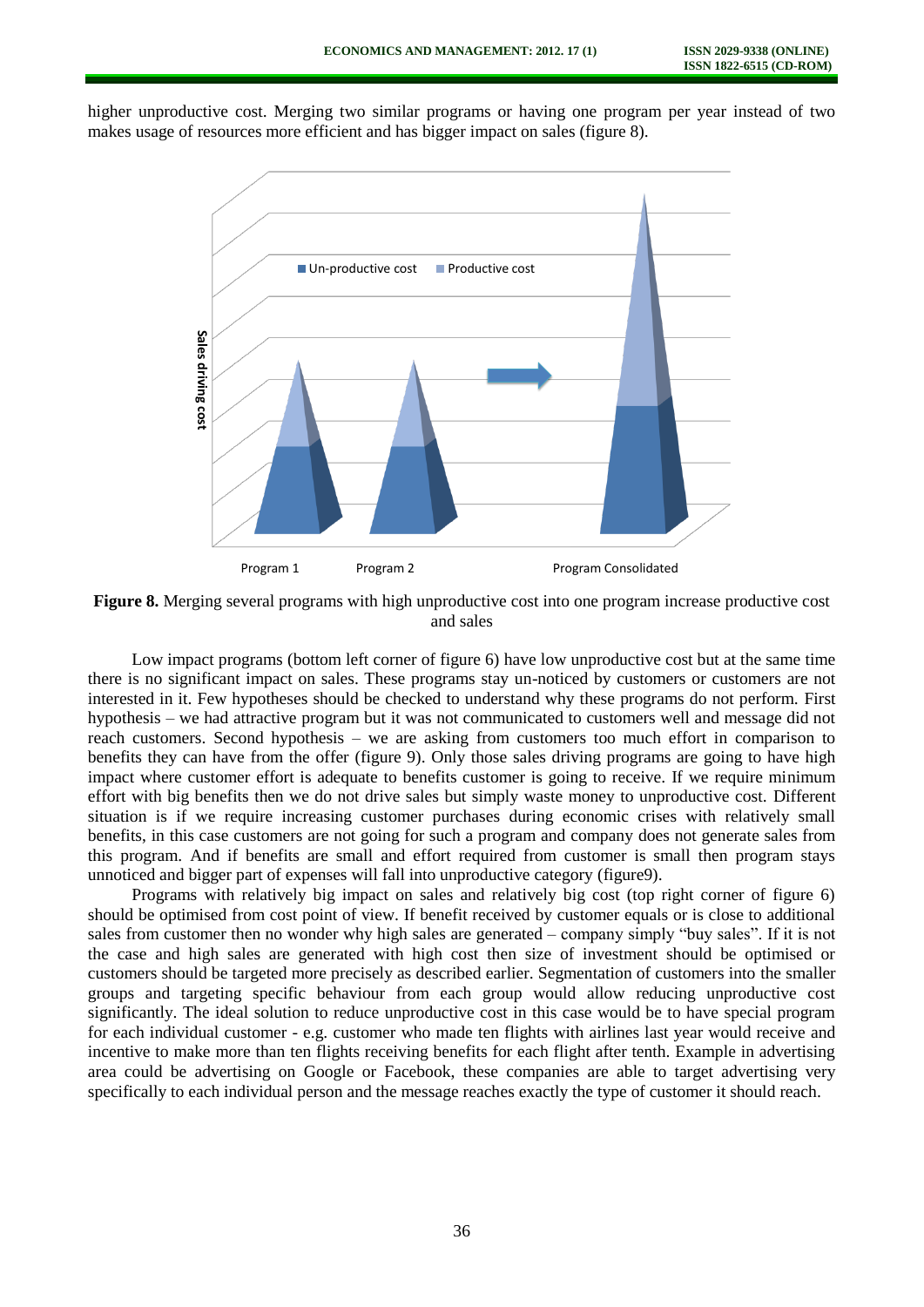higher unproductive cost. Merging two similar programs or having one program per year instead of two makes usage of resources more efficient and has bigger impact on sales (figure 8).

**Figure 8.** Merging several programs with high unproductive cost into one program increase productive cost and sales

Low impact programs (bottom left corner of figure 6) have low unproductive cost but at the same time there is no significant impact on sales. These programs stay un-noticed by customers or customers are not interested in it. Few hypotheses should be checked to understand why these programs do not perform. First hypothesis – we had attractive program but it was not communicated to customers well and message did not reach customers. Second hypothesis – we are asking from customers too much effort in comparison to benefits they can have from the offer (figure 9). Only those sales driving programs are going to have high impact where customer effort is adequate to benefits customer is going to receive. If we require minimum effort with big benefits then we do not drive sales but simply waste money to unproductive cost. Different situation is if we require increasing customer purchases during economic crises with relatively small benefits, in this case customers are not going for such a program and company does not generate sales from this program. And if benefits are small and effort required from customer is small then program stays unnoticed and bigger part of expenses will fall into unproductive category (figure9).

Programs with relatively big impact on sales and relatively big cost (top right corner of figure 6) should be optimised from cost point of view. If benefit received by customer equals or is close to additional sales from customer then no wonder why high sales are generated – company simply "buy sales". If it is not the case and high sales are generated with high cost then size of investment should be optimised or customers should be targeted more precisely as described earlier. Segmentation of customers into the smaller groups and targeting specific behaviour from each group would allow reducing unproductive cost significantly. The ideal solution to reduce unproductive cost in this case would be to have special program for each individual customer - e.g. customer who made ten flights with airlines last year would receive and incentive to make more than ten flights receiving benefits for each flight after tenth. Example in advertising area could be advertising on Google or Facebook, these companies are able to target advertising very specifically to each individual person and the message reaches exactly the type of customer it should reach.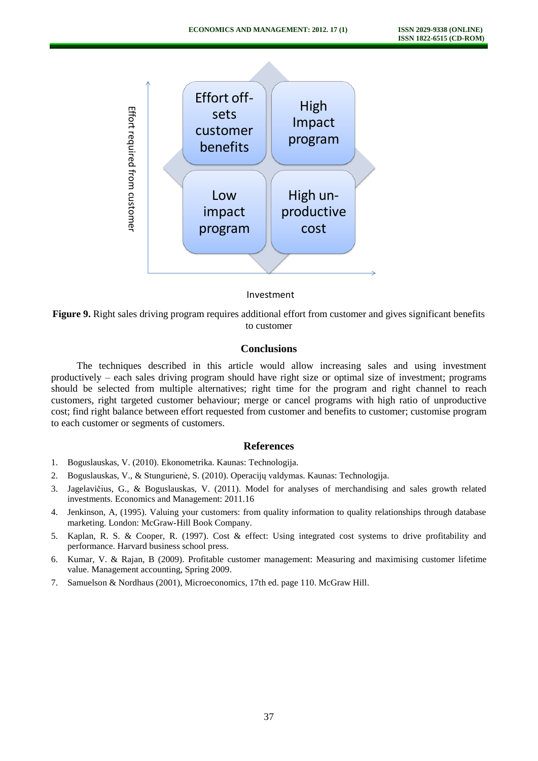Effort required from customer

Effort off-sets customer benefits

High Impact program

Low impact program

High un-productive cost

Investment

**Figure 9.** Right sales driving program requires additional effort from customer and gives significant benefits to customer

## Conclusions

The techniques described in this article would allow increasing sales and using investment productively – each sales driving program should have right size or optimal size of investment; programs should be selected from multiple alternatives; right time for the program and right channel to reach customers, right targeted customer behaviour; merge or cancel programs with high ratio of unproductive cost; find right balance between effort requested from customer and benefits to customer; customise program to each customer or segments of customers.

## References

1. Boguslauskas, V. (2010). Ekonometrika. Kaunas: Technologija.
2. Boguslauskas, V., & Stungurienė, S. (2010). Operacijų valdymas. Kaunas: Technologija.
3. Jagelavičius, G., & Boguslauskas, V. (2011). Model for analyses of merchandising and sales growth related investments. Economics and Management: 2011.16
4. Jenkinson, A, (1995). Valuing your customers: from quality information to quality relationships through database marketing. London: McGraw-Hill Book Company.
5. Kaplan, R. S. & Cooper, R. (1997). Cost & effect: Using integrated cost systems to drive profitability and performance. Harvard business school press.
6. Kumar, V. & Rajan, B (2009). Profitable customer management: Measuring and maximising customer lifetime value. Management accounting, Spring 2009.
7. Samuelson & Nordhaus (2001), Microeconomics, 17th ed. page 110. McGraw Hill.